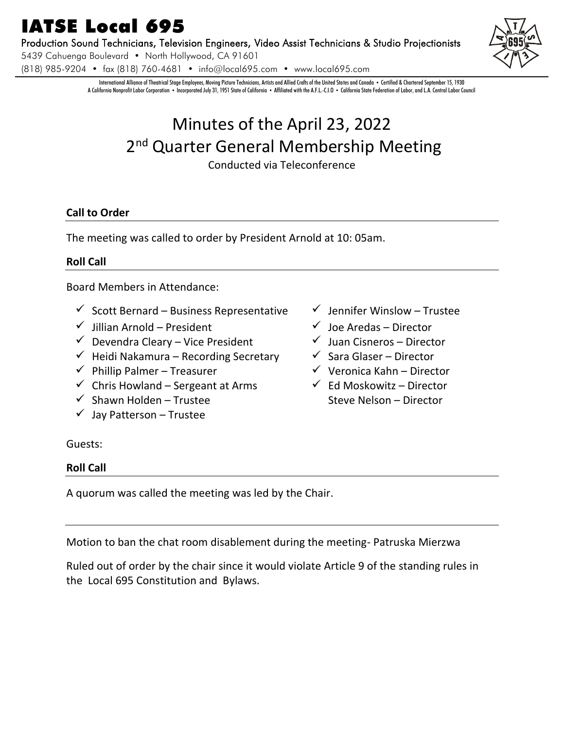# IATSE Local 695

Production Sound Technicians, Television Engineers, Video Assist Technicians & Studio Projectionists

5439 Cahuenga Boulevard • North Hollywood, CA 91601

(818) 985-9204 • fax (818) 760-4681 • info@local695.com • www.local695.com

International Alliance of Theatrical Stage Employees, Moving Picture Technicians, Artists and Allied Crafts of the United States and Canada • Certified & Chartered September 15, 1930
A California Nonprofit Labor Corporation • Incorporated July 31, 1951 State of California • Affiliated with the A.F.L.-C.I.O • California State Federation of Labor, and L.A. Central Labor Council

# Minutes of the April 23, 2022 2nd Quarter General Membership Meeting

Conducted via Teleconference

**Call to Order**

The meeting was called to order by President Arnold at 10: 05am.

**Roll Call**

Board Members in Attendance:

- ✓ Scott Bernard – Business Representative
- ✓ Jillian Arnold – President
- ✓ Devendra Cleary – Vice President
- ✓ Heidi Nakamura – Recording Secretary
- ✓ Phillip Palmer – Treasurer
- ✓ Chris Howland – Sergeant at Arms
- ✓ Shawn Holden – Trustee
- ✓ Jay Patterson – Trustee
- ✓ Jennifer Winslow – Trustee
- ✓ Joe Aredas – Director
- ✓ Juan Cisneros – Director
- ✓ Sara Glaser – Director
- ✓ Veronica Kahn – Director
- ✓ Ed Moskowitz – Director
- Steve Nelson – Director

Guests:

**Roll Call**

A quorum was called the meeting was led by the Chair.

---

Motion to ban the chat room disablement during the meeting- Patruska Mierzwa

Ruled out of order by the chair since it would violate Article 9 of the standing rules in the Local 695 Constitution and Bylaws.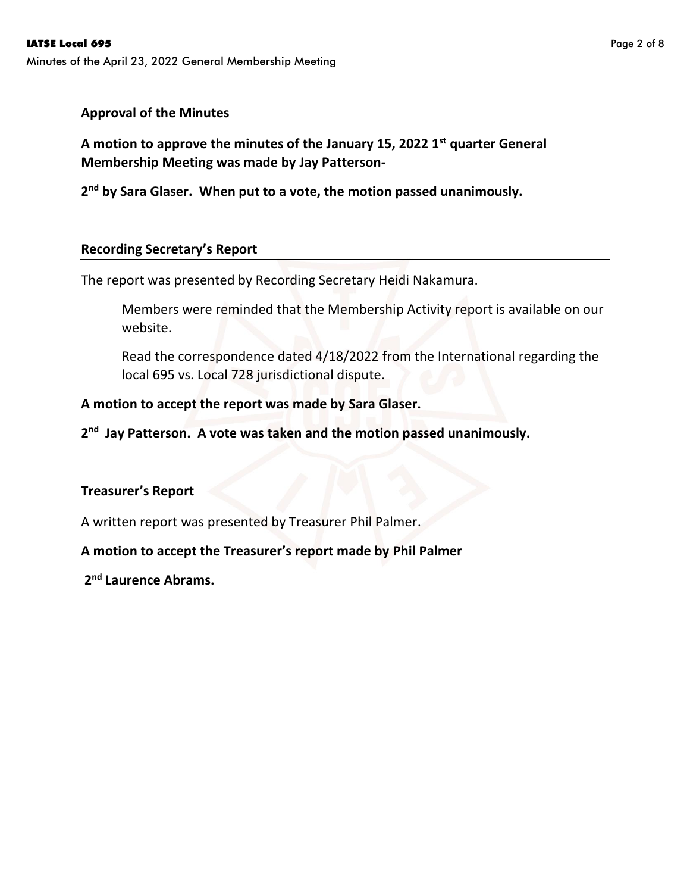## Approval of the Minutes

**A motion to approve the minutes of the January 15, 2022 1st quarter General Membership Meeting was made by Jay Patterson-**

**2nd by Sara Glaser. When put to a vote, the motion passed unanimously.**

## Recording Secretary's Report

The report was presented by Recording Secretary Heidi Nakamura.

Members were reminded that the Membership Activity report is available on our website.

Read the correspondence dated 4/18/2022 from the International regarding the local 695 vs. Local 728 jurisdictional dispute.

**A motion to accept the report was made by Sara Glaser.**

**2nd Jay Patterson. A vote was taken and the motion passed unanimously.**

## Treasurer's Report

A written report was presented by Treasurer Phil Palmer.

**A motion to accept the Treasurer's report made by Phil Palmer**

**2nd Laurence Abrams.**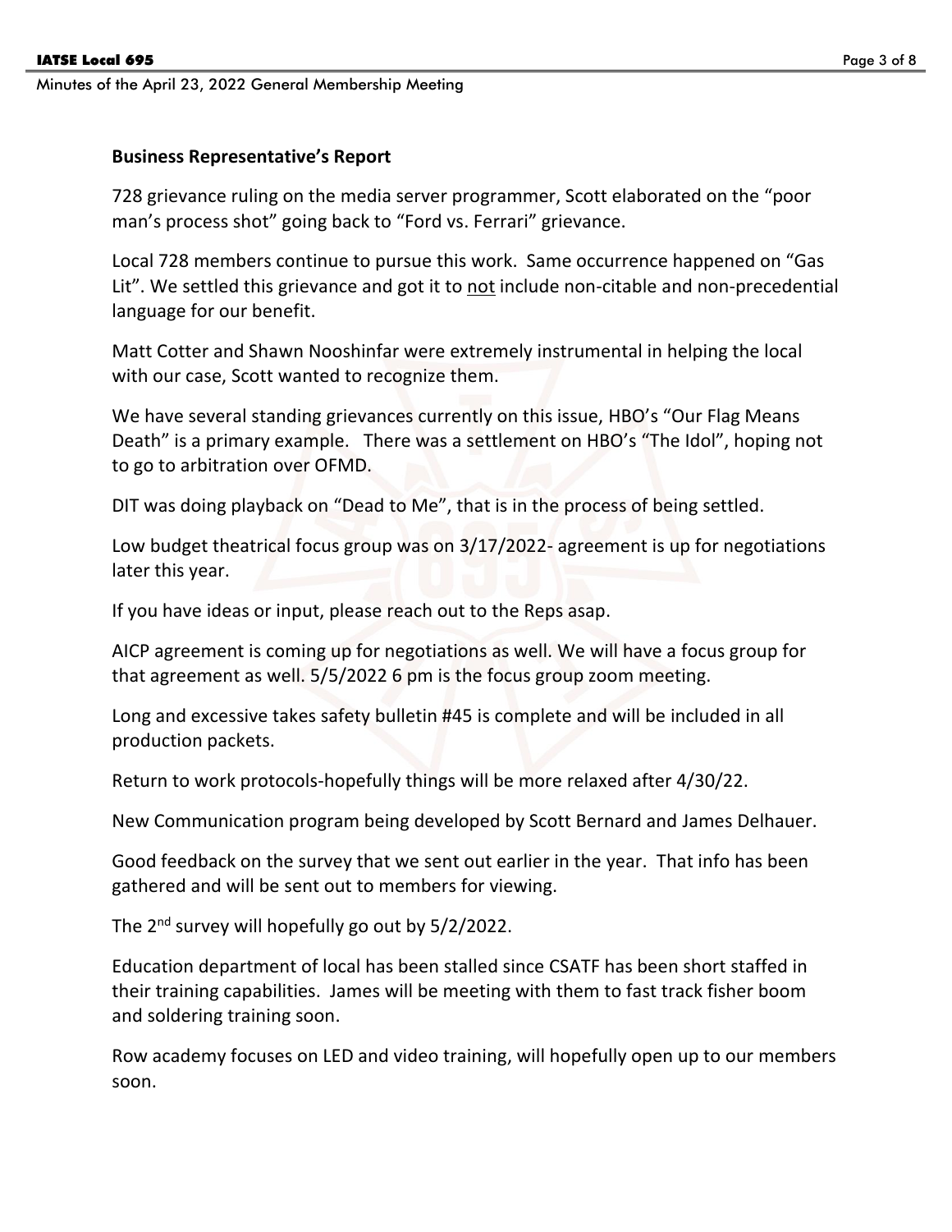**Business Representative's Report**

728 grievance ruling on the media server programmer, Scott elaborated on the "poor man's process shot" going back to "Ford vs. Ferrari" grievance.

Local 728 members continue to pursue this work. Same occurrence happened on "Gas Lit". We settled this grievance and got it to <u>not</u> include non-citable and non-precedential language for our benefit.

Matt Cotter and Shawn Nooshinfar were extremely instrumental in helping the local with our case, Scott wanted to recognize them.

We have several standing grievances currently on this issue, HBO's "Our Flag Means Death" is a primary example. There was a settlement on HBO's "The Idol", hoping not to go to arbitration over OFMD.

DIT was doing playback on "Dead to Me", that is in the process of being settled.

Low budget theatrical focus group was on 3/17/2022- agreement is up for negotiations later this year.

If you have ideas or input, please reach out to the Reps asap.

AICP agreement is coming up for negotiations as well. We will have a focus group for that agreement as well. 5/5/2022 6 pm is the focus group zoom meeting.

Long and excessive takes safety bulletin #45 is complete and will be included in all production packets.

Return to work protocols-hopefully things will be more relaxed after 4/30/22.

New Communication program being developed by Scott Bernard and James Delhauer.

Good feedback on the survey that we sent out earlier in the year. That info has been gathered and will be sent out to members for viewing.

The 2nd survey will hopefully go out by 5/2/2022.

Education department of local has been stalled since CSATF has been short staffed in their training capabilities. James will be meeting with them to fast track fisher boom and soldering training soon.

Row academy focuses on LED and video training, will hopefully open up to our members soon.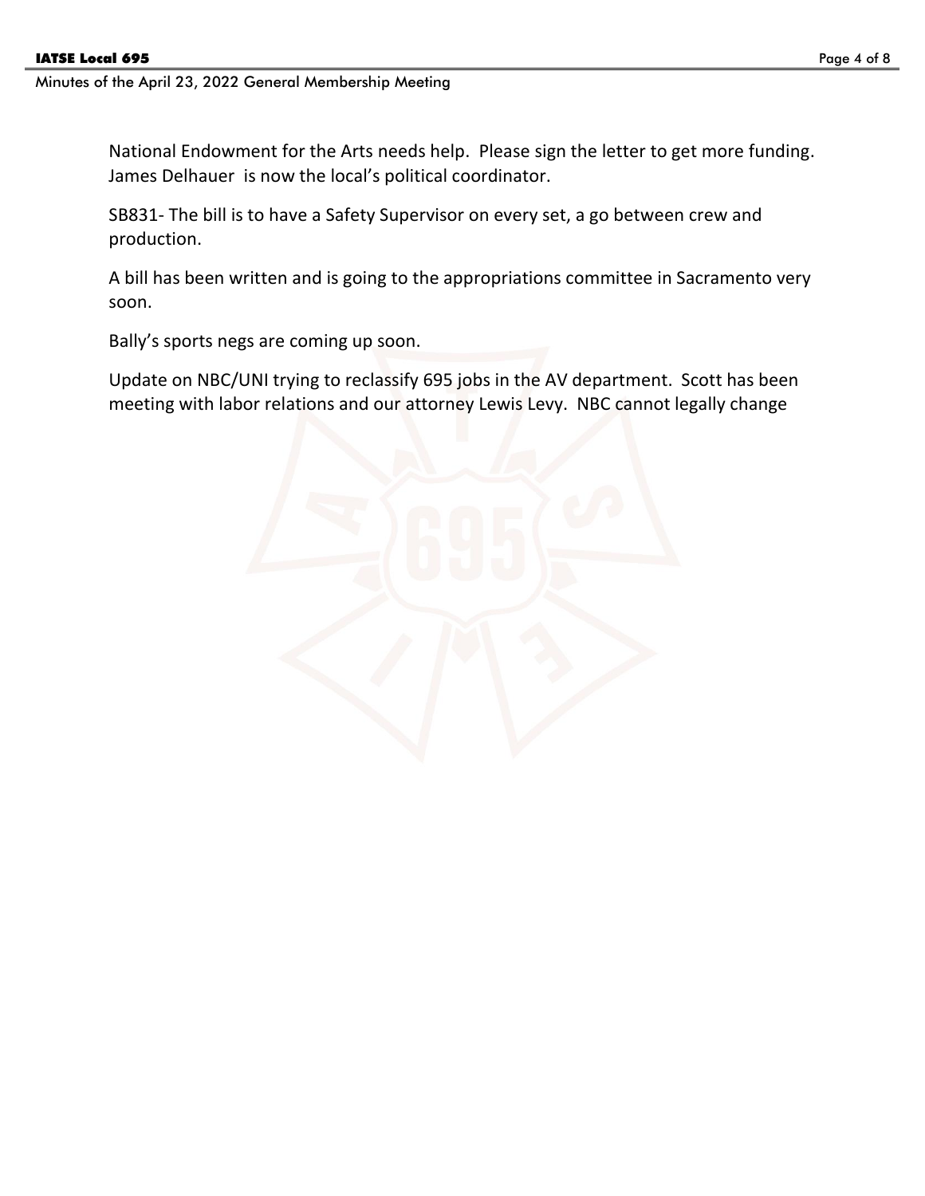National Endowment for the Arts needs help. Please sign the letter to get more funding. James Delhauer is now the local's political coordinator.

SB831- The bill is to have a Safety Supervisor on every set, a go between crew and production.

A bill has been written and is going to the appropriations committee in Sacramento very soon.

Bally's sports negs are coming up soon.

Update on NBC/UNI trying to reclassify 695 jobs in the AV department. Scott has been meeting with labor relations and our attorney Lewis Levy. NBC cannot legally change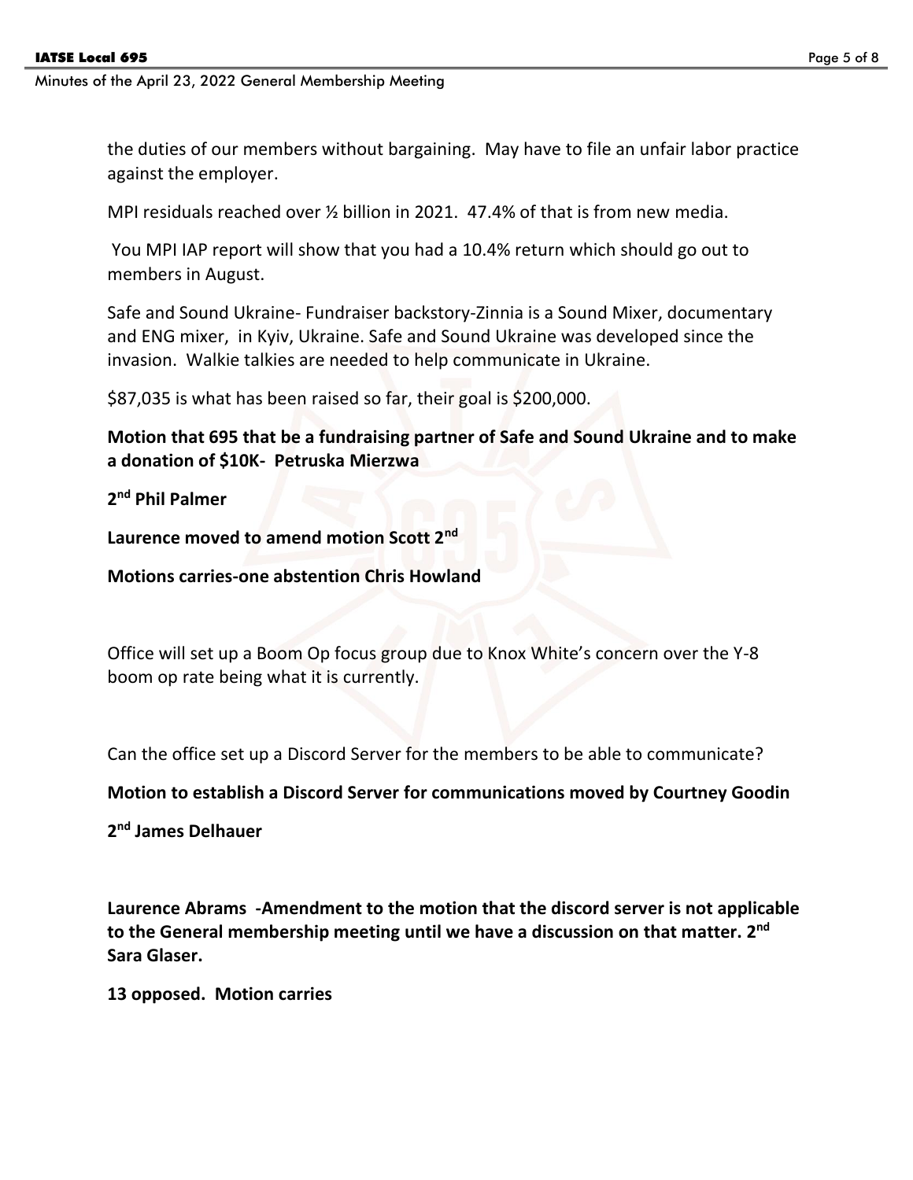the duties of our members without bargaining. May have to file an unfair labor practice against the employer.

MPI residuals reached over ½ billion in 2021. 47.4% of that is from new media.

You MPI IAP report will show that you had a 10.4% return which should go out to members in August.

Safe and Sound Ukraine- Fundraiser backstory-Zinnia is a Sound Mixer, documentary and ENG mixer, in Kyiv, Ukraine. Safe and Sound Ukraine was developed since the invasion. Walkie talkies are needed to help communicate in Ukraine.

$87,035 is what has been raised so far, their goal is $200,000.

**Motion that 695 that be a fundraising partner of Safe and Sound Ukraine and to make a donation of $10K- Petruska Mierzwa**

**2nd Phil Palmer**

**Laurence moved to amend motion Scott 2nd**

**Motions carries-one abstention Chris Howland**

Office will set up a Boom Op focus group due to Knox White's concern over the Y-8 boom op rate being what it is currently.

Can the office set up a Discord Server for the members to be able to communicate?

**Motion to establish a Discord Server for communications moved by Courtney Goodin**

**2nd James Delhauer**

**Laurence Abrams -Amendment to the motion that the discord server is not applicable to the General membership meeting until we have a discussion on that matter. 2nd Sara Glaser.**

**13 opposed. Motion carries**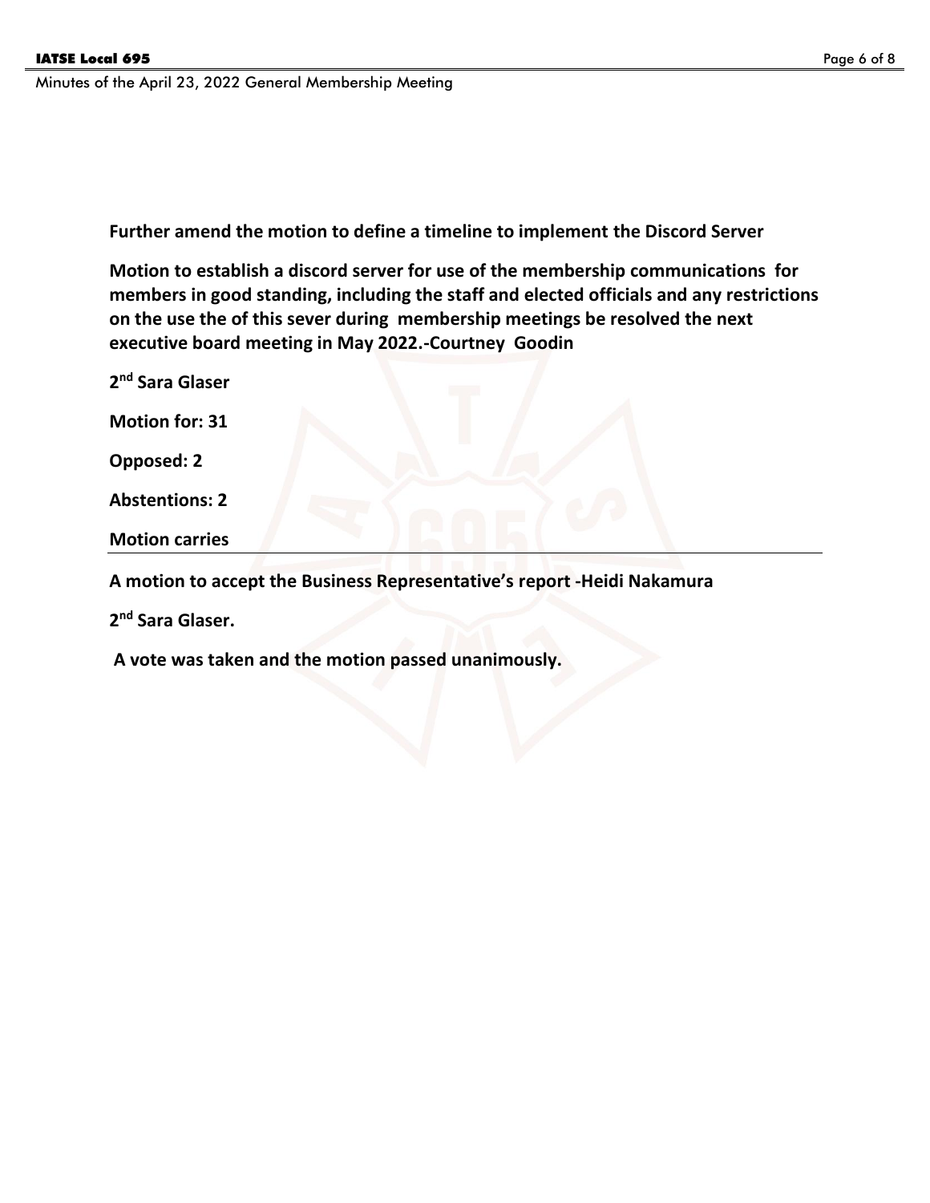**Further amend the motion to define a timeline to implement the Discord Server**

**Motion to establish a discord server for use of the membership communications for members in good standing, including the staff and elected officials and any restrictions on the use the of this sever during membership meetings be resolved the next executive board meeting in May 2022.-Courtney Goodin**

**2nd Sara Glaser**

**Motion for: 31**

**Opposed: 2**

**Abstentions: 2**

**Motion carries**

---

**A motion to accept the Business Representative's report -Heidi Nakamura**

**2nd Sara Glaser.**

**A vote was taken and the motion passed unanimously.**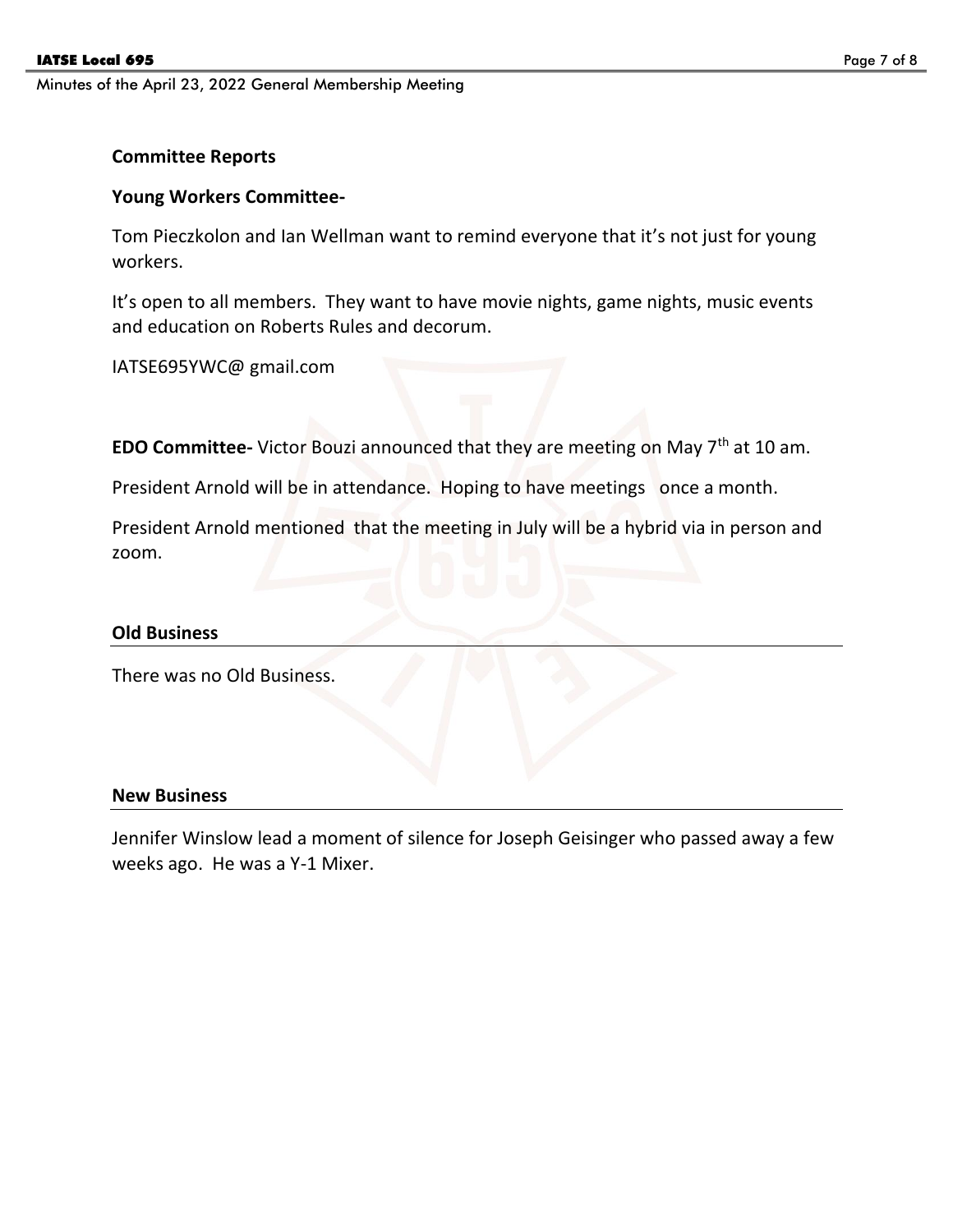## Committee Reports

**Young Workers Committee-**

Tom Pieczkolon and Ian Wellman want to remind everyone that it's not just for young workers.

It's open to all members. They want to have movie nights, game nights, music events and education on Roberts Rules and decorum.

IATSE695YWC@ gmail.com

**EDO Committee-** Victor Bouzi announced that they are meeting on May 7th at 10 am.

President Arnold will be in attendance. Hoping to have meetings once a month.

President Arnold mentioned that the meeting in July will be a hybrid via in person and zoom.

## Old Business

There was no Old Business.

## New Business

Jennifer Winslow lead a moment of silence for Joseph Geisinger who passed away a few weeks ago. He was a Y-1 Mixer.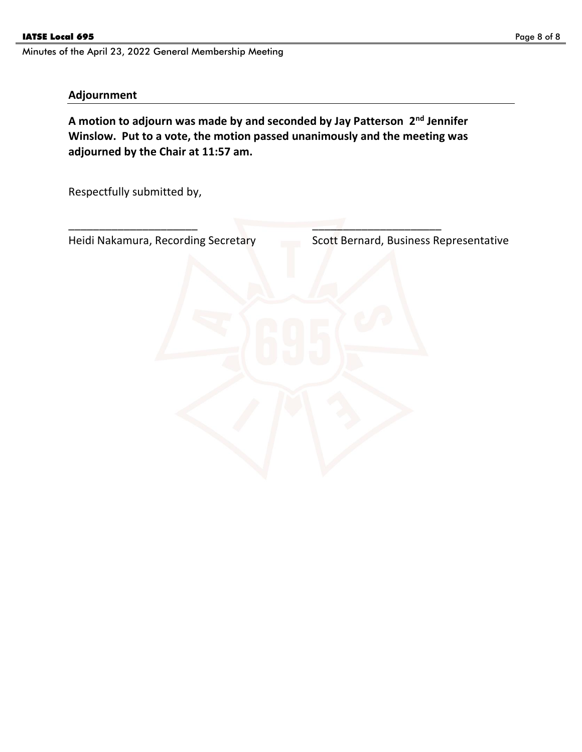## Adjournment

**A motion to adjourn was made by and seconded by Jay Patterson 2nd Jennifer Winslow. Put to a vote, the motion passed unanimously and the meeting was adjourned by the Chair at 11:57 am.**

Respectfully submitted by,

_____________________ _____________________

Heidi Nakamura, Recording Secretary Scott Bernard, Business Representative